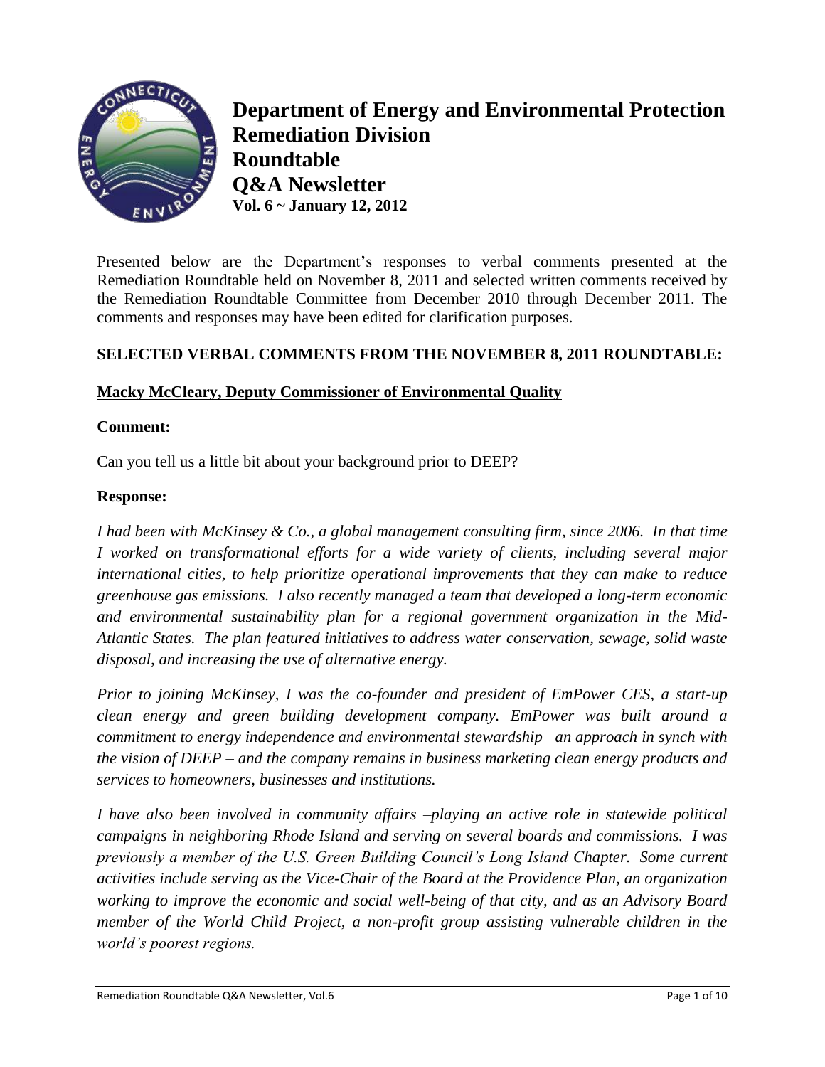# Department of Energy and Environmental Protection Remediation Division Roundtable Q&A Newsletter

**Vol. 6 ~ January 12, 2012**

Presented below are the Department's responses to verbal comments presented at the Remediation Roundtable held on November 8, 2011 and selected written comments received by the Remediation Roundtable Committee from December 2010 through December 2011. The comments and responses may have been edited for clarification purposes.

## SELECTED VERBAL COMMENTS FROM THE NOVEMBER 8, 2011 ROUNDTABLE:

### Macky McCleary, Deputy Commissioner of Environmental Quality

**Comment:**

Can you tell us a little bit about your background prior to DEEP?

**Response:**

*I had been with McKinsey & Co., a global management consulting firm, since 2006. In that time I worked on transformational efforts for a wide variety of clients, including several major international cities, to help prioritize operational improvements that they can make to reduce greenhouse gas emissions. I also recently managed a team that developed a long-term economic and environmental sustainability plan for a regional government organization in the Mid-Atlantic States. The plan featured initiatives to address water conservation, sewage, solid waste disposal, and increasing the use of alternative energy.*

*Prior to joining McKinsey, I was the co-founder and president of EmPower CES, a start-up clean energy and green building development company. EmPower was built around a commitment to energy independence and environmental stewardship –an approach in synch with the vision of DEEP – and the company remains in business marketing clean energy products and services to homeowners, businesses and institutions.*

*I have also been involved in community affairs –playing an active role in statewide political campaigns in neighboring Rhode Island and serving on several boards and commissions. I was previously a member of the U.S. Green Building Council's Long Island Chapter. Some current activities include serving as the Vice-Chair of the Board at the Providence Plan, an organization working to improve the economic and social well-being of that city, and as an Advisory Board member of the World Child Project, a non-profit group assisting vulnerable children in the world's poorest regions.*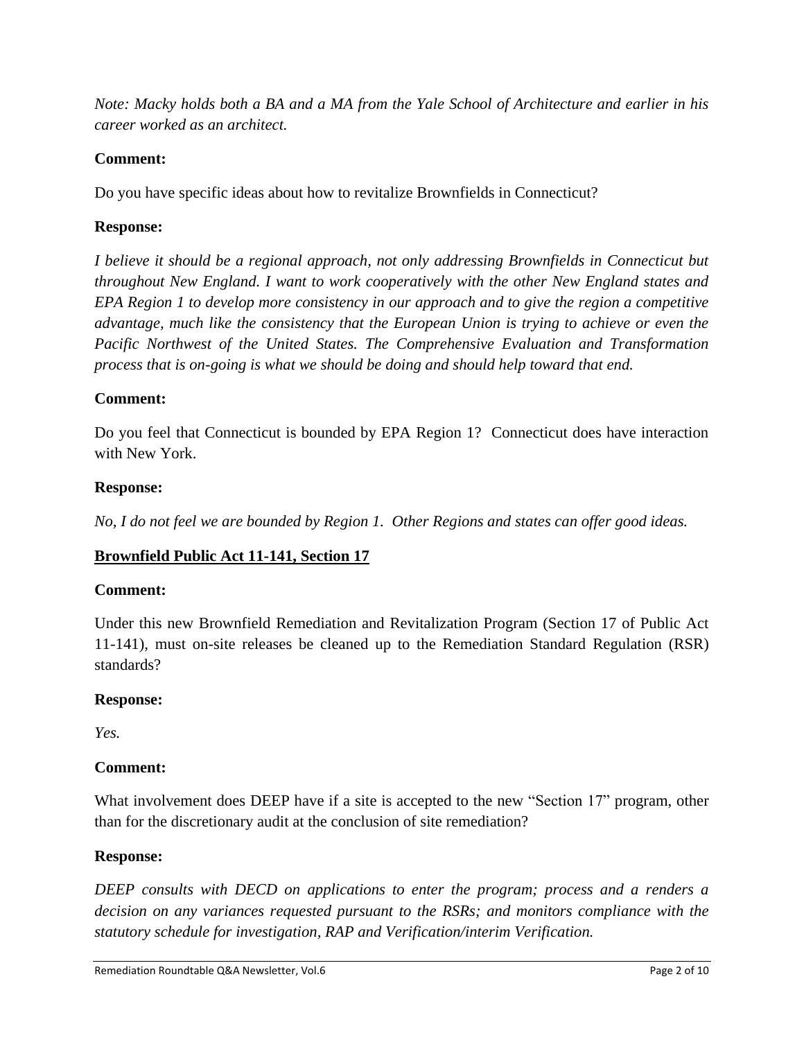*Note: Macky holds both a BA and a MA from the Yale School of Architecture and earlier in his career worked as an architect.*

**Comment:**

Do you have specific ideas about how to revitalize Brownfields in Connecticut?

**Response:**

*I believe it should be a regional approach, not only addressing Brownfields in Connecticut but throughout New England. I want to work cooperatively with the other New England states and EPA Region 1 to develop more consistency in our approach and to give the region a competitive advantage, much like the consistency that the European Union is trying to achieve or even the Pacific Northwest of the United States. The Comprehensive Evaluation and Transformation process that is on-going is what we should be doing and should help toward that end.*

**Comment:**

Do you feel that Connecticut is bounded by EPA Region 1? Connecticut does have interaction with New York.

**Response:**

*No, I do not feel we are bounded by Region 1. Other Regions and states can offer good ideas.*

## Brownfield Public Act 11-141, Section 17

**Comment:**

Under this new Brownfield Remediation and Revitalization Program (Section 17 of Public Act 11-141), must on-site releases be cleaned up to the Remediation Standard Regulation (RSR) standards?

**Response:**

*Yes.*

**Comment:**

What involvement does DEEP have if a site is accepted to the new "Section 17" program, other than for the discretionary audit at the conclusion of site remediation?

**Response:**

*DEEP consults with DECD on applications to enter the program; process and a renders a decision on any variances requested pursuant to the RSRs; and monitors compliance with the statutory schedule for investigation, RAP and Verification/interim Verification.*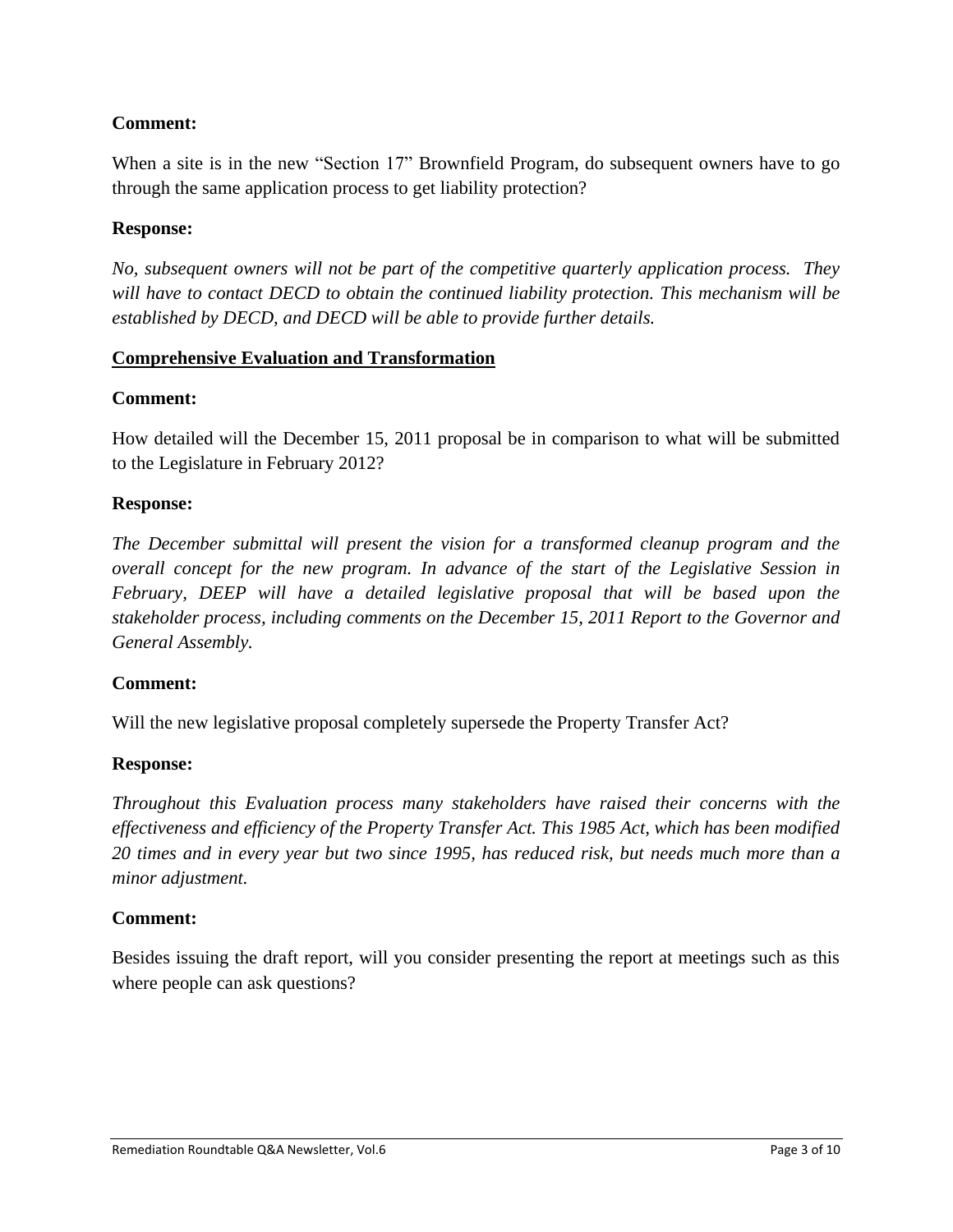**Comment:**

When a site is in the new "Section 17" Brownfield Program, do subsequent owners have to go through the same application process to get liability protection?

**Response:**

*No, subsequent owners will not be part of the competitive quarterly application process. They will have to contact DECD to obtain the continued liability protection. This mechanism will be established by DECD, and DECD will be able to provide further details.*

**<u>Comprehensive Evaluation and Transformation</u>**

**Comment:**

How detailed will the December 15, 2011 proposal be in comparison to what will be submitted to the Legislature in February 2012?

**Response:**

*The December submittal will present the vision for a transformed cleanup program and the overall concept for the new program. In advance of the start of the Legislative Session in February, DEEP will have a detailed legislative proposal that will be based upon the stakeholder process, including comments on the December 15, 2011 Report to the Governor and General Assembly.*

**Comment:**

Will the new legislative proposal completely supersede the Property Transfer Act?

**Response:**

*Throughout this Evaluation process many stakeholders have raised their concerns with the effectiveness and efficiency of the Property Transfer Act. This 1985 Act, which has been modified 20 times and in every year but two since 1995, has reduced risk, but needs much more than a minor adjustment.*

**Comment:**

Besides issuing the draft report, will you consider presenting the report at meetings such as this where people can ask questions?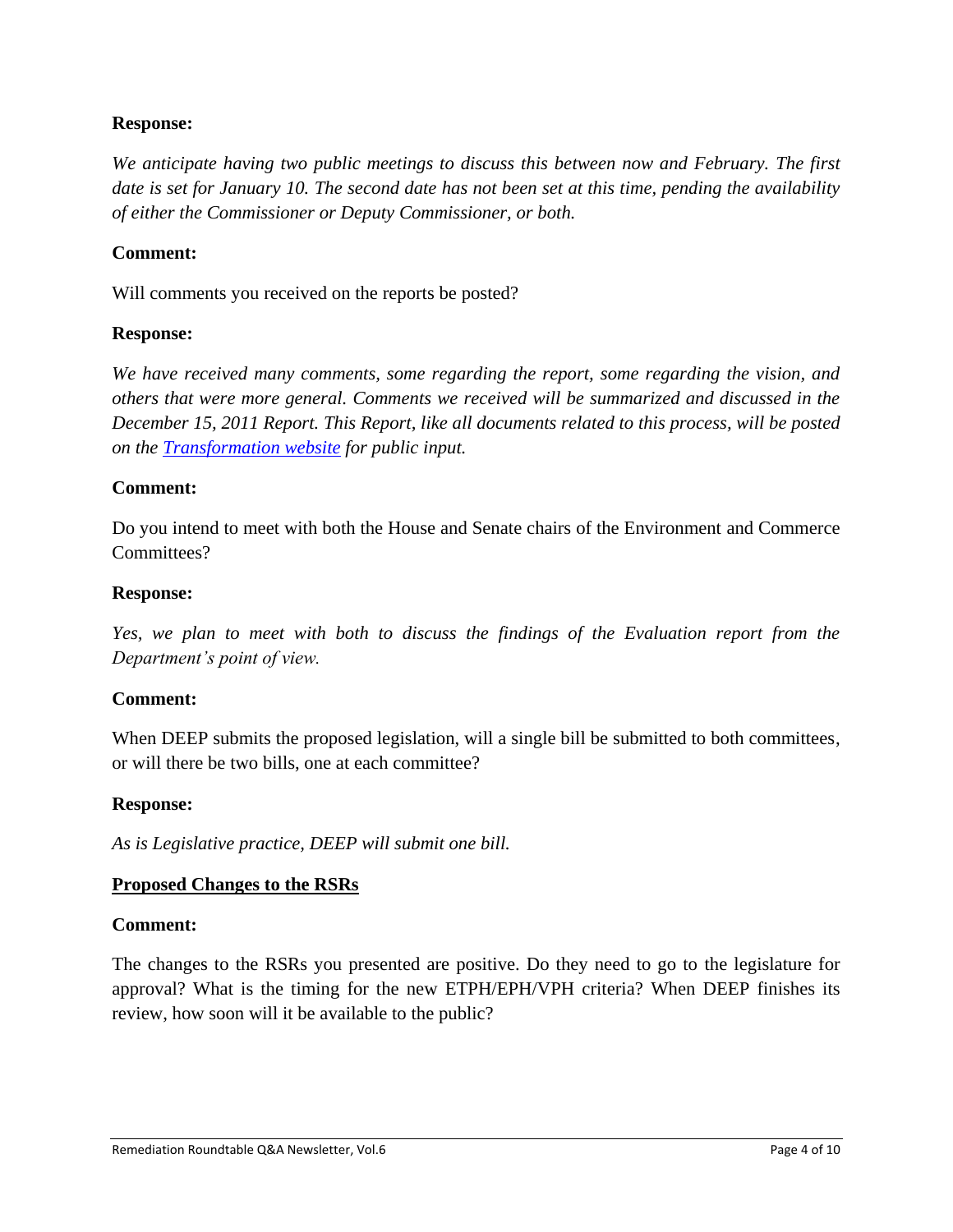**Response:**

*We anticipate having two public meetings to discuss this between now and February. The first date is set for January 10. The second date has not been set at this time, pending the availability of either the Commissioner or Deputy Commissioner, or both.*

**Comment:**

Will comments you received on the reports be posted?

**Response:**

*We have received many comments, some regarding the report, some regarding the vision, and others that were more general. Comments we received will be summarized and discussed in the December 15, 2011 Report. This Report, like all documents related to this process, will be posted on the [Transformation website] for public input.*

**Comment:**

Do you intend to meet with both the House and Senate chairs of the Environment and Commerce Committees?

**Response:**

*Yes, we plan to meet with both to discuss the findings of the Evaluation report from the Department's point of view.*

**Comment:**

When DEEP submits the proposed legislation, will a single bill be submitted to both committees, or will there be two bills, one at each committee?

**Response:**

*As is Legislative practice, DEEP will submit one bill.*

**<u>Proposed Changes to the RSRs</u>**

**Comment:**

The changes to the RSRs you presented are positive. Do they need to go to the legislature for approval? What is the timing for the new ETPH/EPH/VPH criteria? When DEEP finishes its review, how soon will it be available to the public?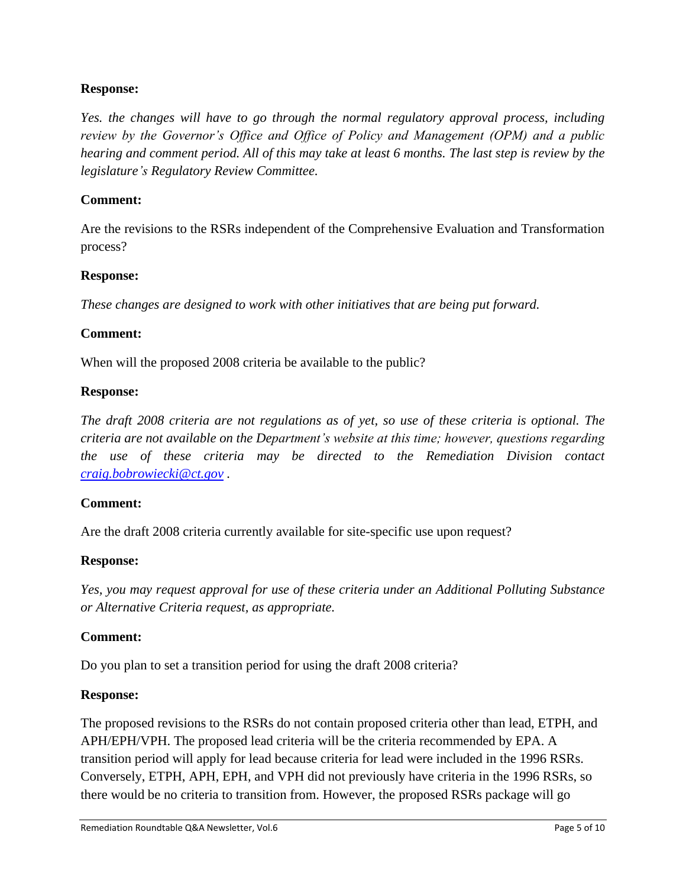**Response:**

*Yes. the changes will have to go through the normal regulatory approval process, including review by the Governor's Office and Office of Policy and Management (OPM) and a public hearing and comment period. All of this may take at least 6 months. The last step is review by the legislature's Regulatory Review Committee.*

**Comment:**

Are the revisions to the RSRs independent of the Comprehensive Evaluation and Transformation process?

**Response:**

*These changes are designed to work with other initiatives that are being put forward.*

**Comment:**

When will the proposed 2008 criteria be available to the public?

**Response:**

*The draft 2008 criteria are not regulations as of yet, so use of these criteria is optional. The criteria are not available on the Department's website at this time; however, questions regarding the use of these criteria may be directed to the Remediation Division contact [craig.bobrowiecki@ct.gov](mailto:craig.bobrowiecki@ct.gov) .*

**Comment:**

Are the draft 2008 criteria currently available for site-specific use upon request?

**Response:**

*Yes, you may request approval for use of these criteria under an Additional Polluting Substance or Alternative Criteria request, as appropriate.*

**Comment:**

Do you plan to set a transition period for using the draft 2008 criteria?

**Response:**

The proposed revisions to the RSRs do not contain proposed criteria other than lead, ETPH, and APH/EPH/VPH. The proposed lead criteria will be the criteria recommended by EPA. A transition period will apply for lead because criteria for lead were included in the 1996 RSRs. Conversely, ETPH, APH, EPH, and VPH did not previously have criteria in the 1996 RSRs, so there would be no criteria to transition from. However, the proposed RSRs package will go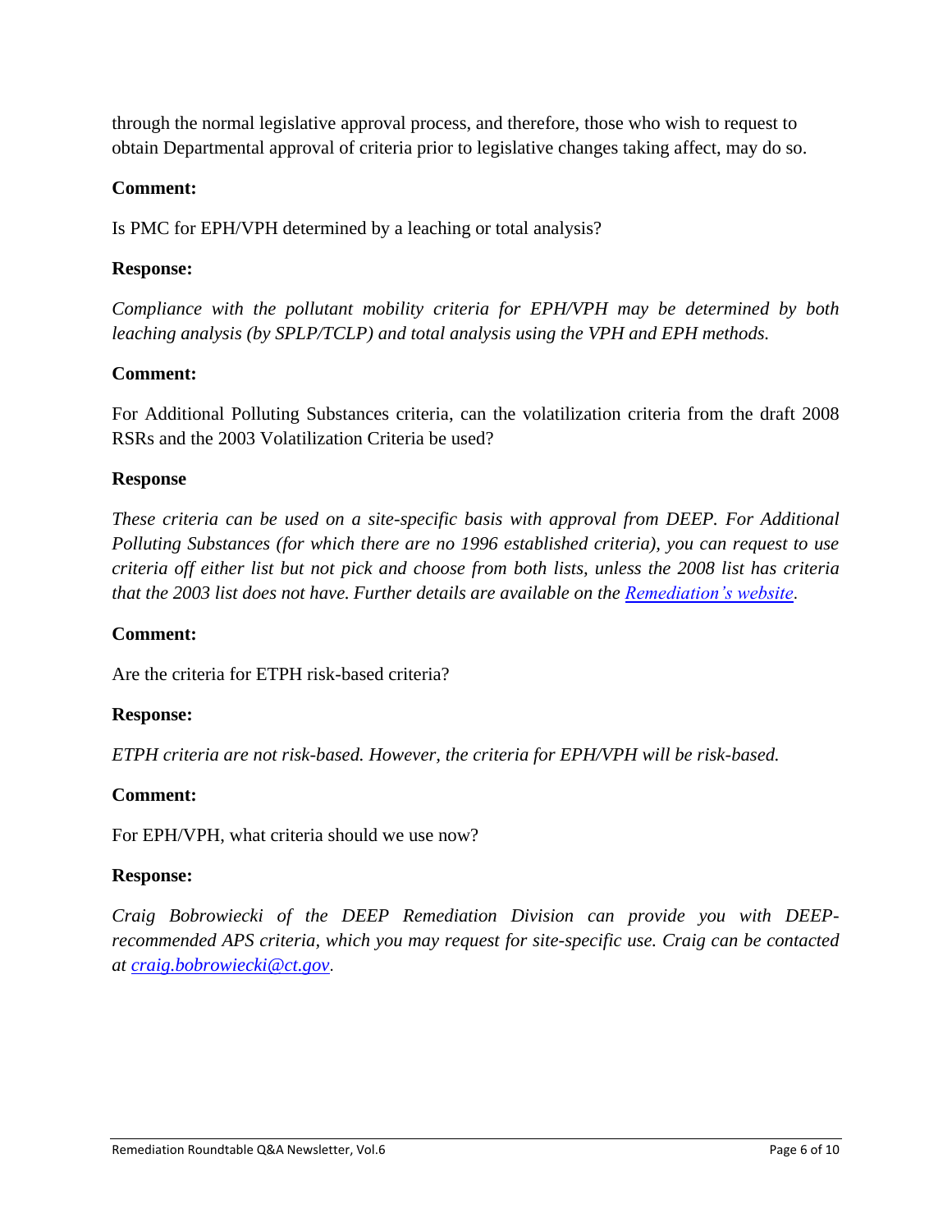through the normal legislative approval process, and therefore, those who wish to request to obtain Departmental approval of criteria prior to legislative changes taking affect, may do so.

**Comment:**

Is PMC for EPH/VPH determined by a leaching or total analysis?

**Response:**

*Compliance with the pollutant mobility criteria for EPH/VPH may be determined by both leaching analysis (by SPLP/TCLP) and total analysis using the VPH and EPH methods.*

**Comment:**

For Additional Polluting Substances criteria, can the volatilization criteria from the draft 2008 RSRs and the 2003 Volatilization Criteria be used?

**Response**

*These criteria can be used on a site-specific basis with approval from DEEP. For Additional Polluting Substances (for which there are no 1996 established criteria), you can request to use criteria off either list but not pick and choose from both lists, unless the 2008 list has criteria that the 2003 list does not have. Further details are available on the [Remediation's website](Remediation's website).*

**Comment:**

Are the criteria for ETPH risk-based criteria?

**Response:**

*ETPH criteria are not risk-based. However, the criteria for EPH/VPH will be risk-based.*

**Comment:**

For EPH/VPH, what criteria should we use now?

**Response:**

*Craig Bobrowiecki of the DEEP Remediation Division can provide you with DEEP-recommended APS criteria, which you may request for site-specific use. Craig can be contacted at [craig.bobrowiecki@ct.gov](mailto:craig.bobrowiecki@ct.gov).*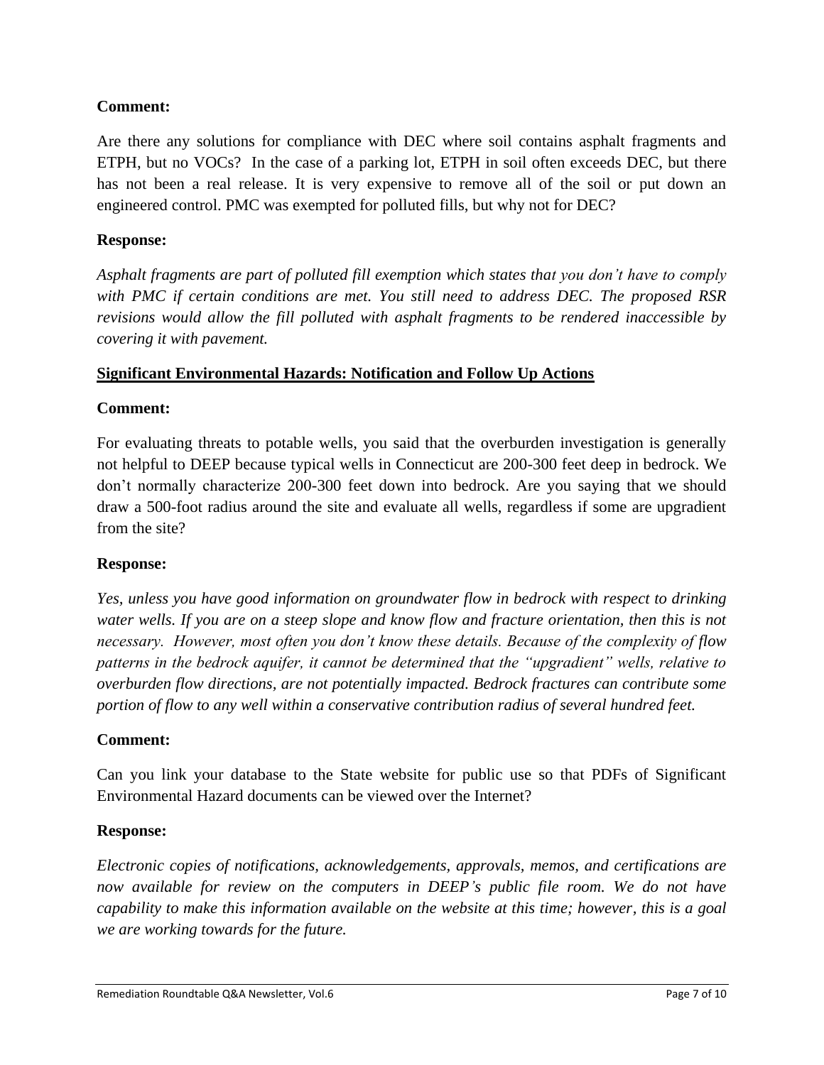**Comment:**

Are there any solutions for compliance with DEC where soil contains asphalt fragments and ETPH, but no VOCs? In the case of a parking lot, ETPH in soil often exceeds DEC, but there has not been a real release. It is very expensive to remove all of the soil or put down an engineered control. PMC was exempted for polluted fills, but why not for DEC?

**Response:**

*Asphalt fragments are part of polluted fill exemption which states that you don't have to comply with PMC if certain conditions are met. You still need to address DEC. The proposed RSR revisions would allow the fill polluted with asphalt fragments to be rendered inaccessible by covering it with pavement.*

**Significant Environmental Hazards: Notification and Follow Up Actions**

**Comment:**

For evaluating threats to potable wells, you said that the overburden investigation is generally not helpful to DEEP because typical wells in Connecticut are 200-300 feet deep in bedrock. We don't normally characterize 200-300 feet down into bedrock. Are you saying that we should draw a 500-foot radius around the site and evaluate all wells, regardless if some are upgradient from the site?

**Response:**

*Yes, unless you have good information on groundwater flow in bedrock with respect to drinking water wells. If you are on a steep slope and know flow and fracture orientation, then this is not necessary. However, most often you don't know these details. Because of the complexity of flow patterns in the bedrock aquifer, it cannot be determined that the "upgradient" wells, relative to overburden flow directions, are not potentially impacted. Bedrock fractures can contribute some portion of flow to any well within a conservative contribution radius of several hundred feet.*

**Comment:**

Can you link your database to the State website for public use so that PDFs of Significant Environmental Hazard documents can be viewed over the Internet?

**Response:**

*Electronic copies of notifications, acknowledgements, approvals, memos, and certifications are now available for review on the computers in DEEP's public file room. We do not have capability to make this information available on the website at this time; however, this is a goal we are working towards for the future.*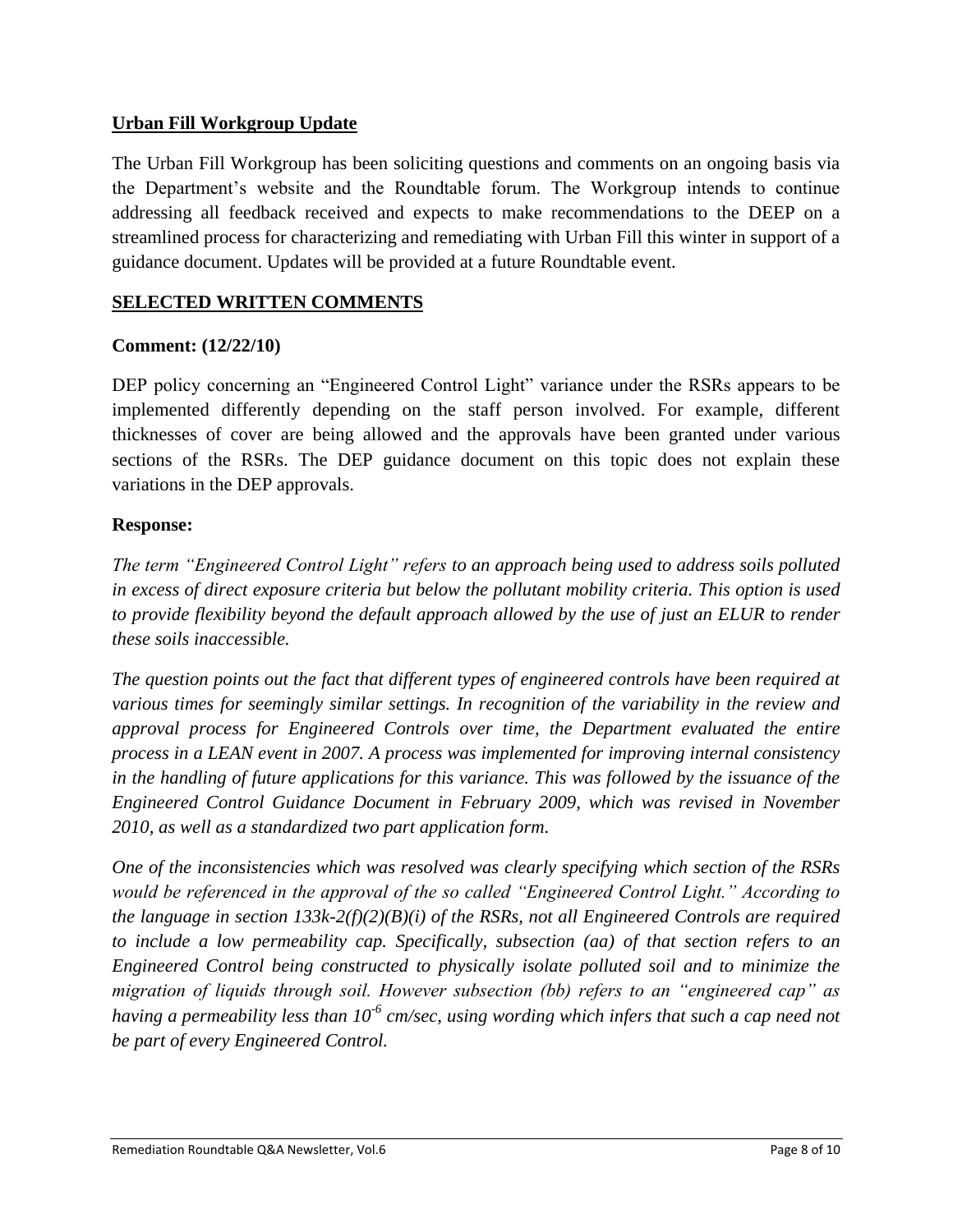**Urban Fill Workgroup Update**

The Urban Fill Workgroup has been soliciting questions and comments on an ongoing basis via the Department's website and the Roundtable forum. The Workgroup intends to continue addressing all feedback received and expects to make recommendations to the DEEP on a streamlined process for characterizing and remediating with Urban Fill this winter in support of a guidance document. Updates will be provided at a future Roundtable event.

**SELECTED WRITTEN COMMENTS**

**Comment: (12/22/10)**

DEP policy concerning an "Engineered Control Light" variance under the RSRs appears to be implemented differently depending on the staff person involved. For example, different thicknesses of cover are being allowed and the approvals have been granted under various sections of the RSRs. The DEP guidance document on this topic does not explain these variations in the DEP approvals.

**Response:**

*The term "Engineered Control Light" refers to an approach being used to address soils polluted in excess of direct exposure criteria but below the pollutant mobility criteria. This option is used to provide flexibility beyond the default approach allowed by the use of just an ELUR to render these soils inaccessible.*

*The question points out the fact that different types of engineered controls have been required at various times for seemingly similar settings. In recognition of the variability in the review and approval process for Engineered Controls over time, the Department evaluated the entire process in a LEAN event in 2007. A process was implemented for improving internal consistency in the handling of future applications for this variance. This was followed by the issuance of the Engineered Control Guidance Document in February 2009, which was revised in November 2010, as well as a standardized two part application form.*

*One of the inconsistencies which was resolved was clearly specifying which section of the RSRs would be referenced in the approval of the so called "Engineered Control Light." According to the language in section 133k-2(f)(2)(B)(i) of the RSRs, not all Engineered Controls are required to include a low permeability cap. Specifically, subsection (aa) of that section refers to an Engineered Control being constructed to physically isolate polluted soil and to minimize the migration of liquids through soil. However subsection (bb) refers to an "engineered cap" as having a permeability less than $10^{-6}$ cm/sec, using wording which infers that such a cap need not be part of every Engineered Control.*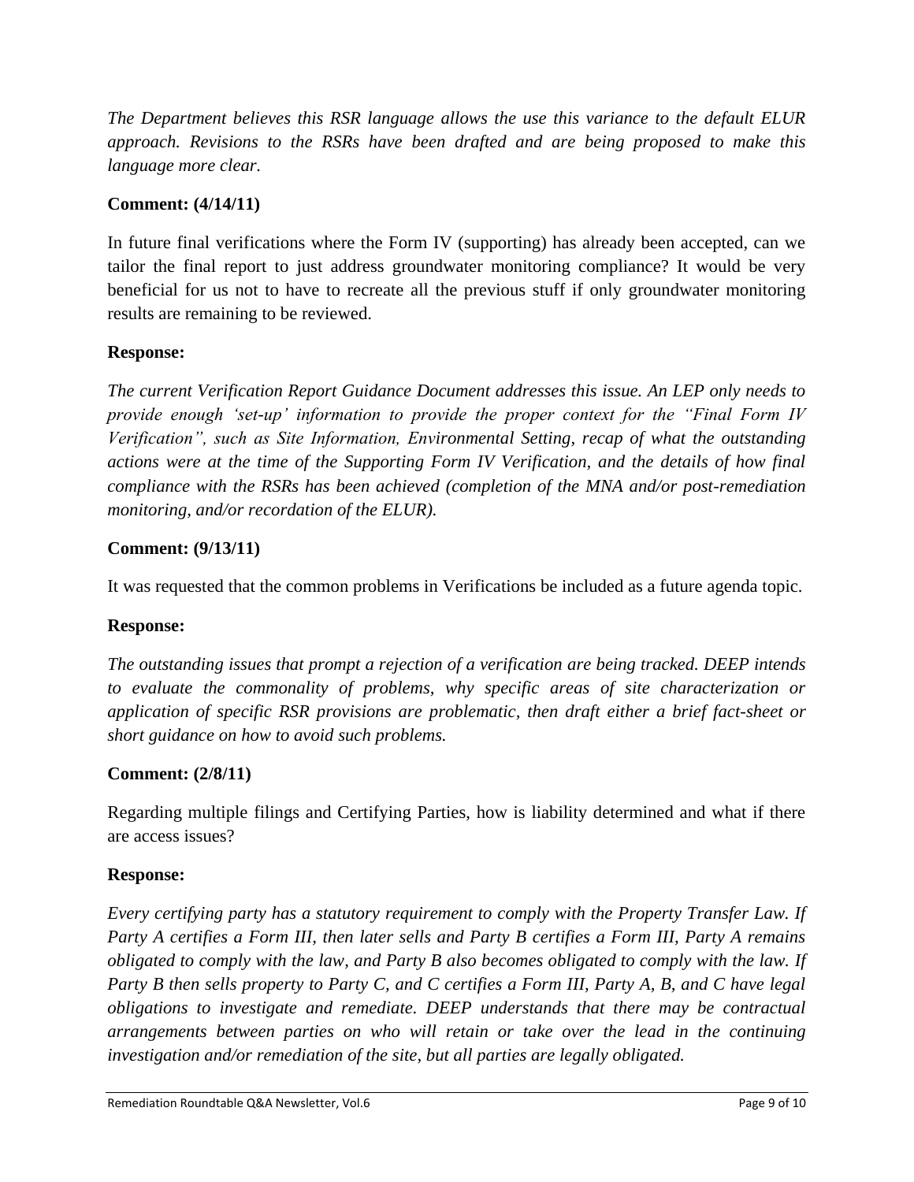*The Department believes this RSR language allows the use this variance to the default ELUR approach. Revisions to the RSRs have been drafted and are being proposed to make this language more clear.*

**Comment: (4/14/11)**

In future final verifications where the Form IV (supporting) has already been accepted, can we tailor the final report to just address groundwater monitoring compliance? It would be very beneficial for us not to have to recreate all the previous stuff if only groundwater monitoring results are remaining to be reviewed.

**Response:**

*The current Verification Report Guidance Document addresses this issue. An LEP only needs to provide enough 'set-up' information to provide the proper context for the "Final Form IV Verification", such as Site Information, Environmental Setting, recap of what the outstanding actions were at the time of the Supporting Form IV Verification, and the details of how final compliance with the RSRs has been achieved (completion of the MNA and/or post-remediation monitoring, and/or recordation of the ELUR).*

**Comment: (9/13/11)**

It was requested that the common problems in Verifications be included as a future agenda topic.

**Response:**

*The outstanding issues that prompt a rejection of a verification are being tracked. DEEP intends to evaluate the commonality of problems, why specific areas of site characterization or application of specific RSR provisions are problematic, then draft either a brief fact-sheet or short guidance on how to avoid such problems.*

**Comment: (2/8/11)**

Regarding multiple filings and Certifying Parties, how is liability determined and what if there are access issues?

**Response:**

*Every certifying party has a statutory requirement to comply with the Property Transfer Law. If Party A certifies a Form III, then later sells and Party B certifies a Form III, Party A remains obligated to comply with the law, and Party B also becomes obligated to comply with the law. If Party B then sells property to Party C, and C certifies a Form III, Party A, B, and C have legal obligations to investigate and remediate. DEEP understands that there may be contractual arrangements between parties on who will retain or take over the lead in the continuing investigation and/or remediation of the site, but all parties are legally obligated.*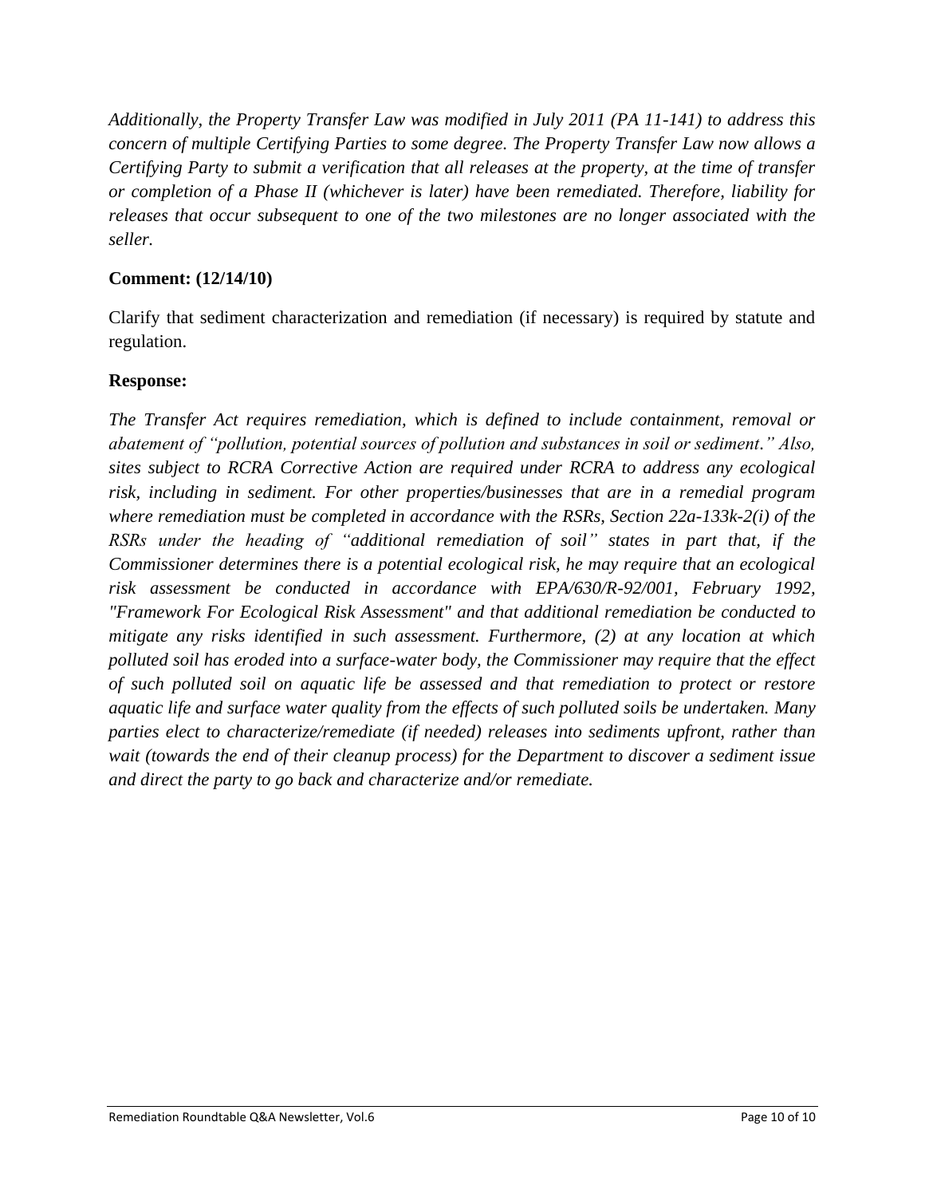*Additionally, the Property Transfer Law was modified in July 2011 (PA 11-141) to address this concern of multiple Certifying Parties to some degree. The Property Transfer Law now allows a Certifying Party to submit a verification that all releases at the property, at the time of transfer or completion of a Phase II (whichever is later) have been remediated. Therefore, liability for releases that occur subsequent to one of the two milestones are no longer associated with the seller.*

**Comment: (12/14/10)**

Clarify that sediment characterization and remediation (if necessary) is required by statute and regulation.

**Response:**

*The Transfer Act requires remediation, which is defined to include containment, removal or abatement of "pollution, potential sources of pollution and substances in soil or sediment." Also, sites subject to RCRA Corrective Action are required under RCRA to address any ecological risk, including in sediment. For other properties/businesses that are in a remedial program where remediation must be completed in accordance with the RSRs, Section 22a-133k-2(i) of the RSRs under the heading of "additional remediation of soil" states in part that, if the Commissioner determines there is a potential ecological risk, he may require that an ecological risk assessment be conducted in accordance with EPA/630/R-92/001, February 1992, "Framework For Ecological Risk Assessment" and that additional remediation be conducted to mitigate any risks identified in such assessment. Furthermore, (2) at any location at which polluted soil has eroded into a surface-water body, the Commissioner may require that the effect of such polluted soil on aquatic life be assessed and that remediation to protect or restore aquatic life and surface water quality from the effects of such polluted soils be undertaken. Many parties elect to characterize/remediate (if needed) releases into sediments upfront, rather than wait (towards the end of their cleanup process) for the Department to discover a sediment issue and direct the party to go back and characterize and/or remediate.*